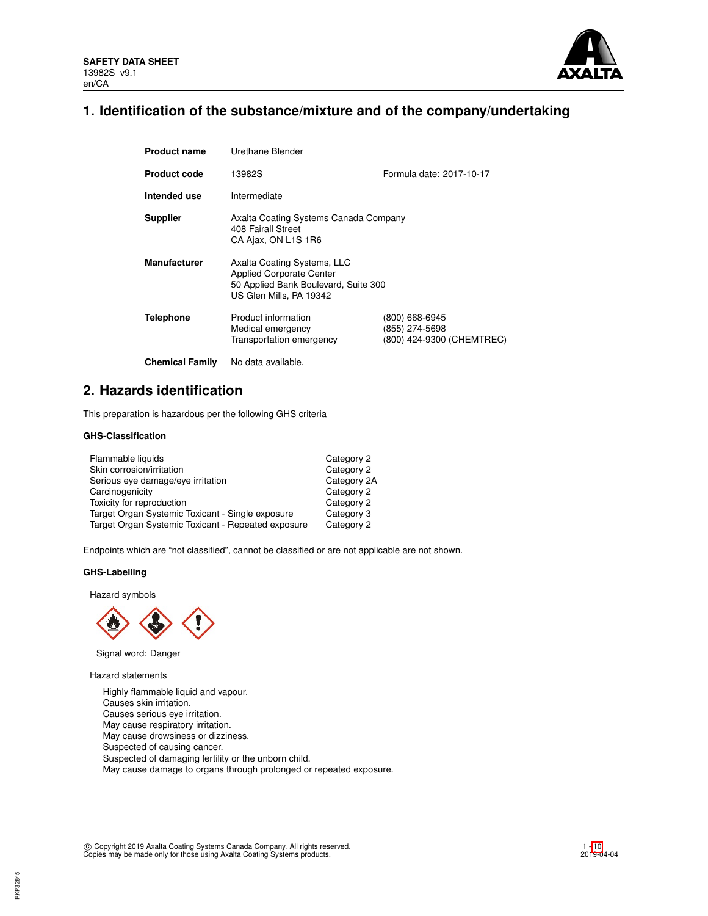SAFETY DATA SHEET
13982S v9.1
en/CA

# 1. Identification of the substance/mixture and of the company/undertaking

| | | |
|---|---|---|
| **Product name** | Urethane Blender | |
| **Product code** | 13982S | Formula date: 2017-10-17 |
| **Intended use** | Intermediate | |
| **Supplier** | Axalta Coating Systems Canada Company<br>408 Fairall Street<br>CA Ajax, ON L1S 1R6 | |
| **Manufacturer** | Axalta Coating Systems, LLC<br>Applied Corporate Center<br>50 Applied Bank Boulevard, Suite 300<br>US Glen Mills, PA 19342 | |
| **Telephone** | Product information<br>Medical emergency<br>Transportation emergency | (800) 668-6945<br>(855) 274-5698<br>(800) 424-9300 (CHEMTREC) |
| **Chemical Family** | No data available. | |

# 2. Hazards identification

This preparation is hazardous per the following GHS criteria

### GHS-Classification

| | |
|---|---|
| Flammable liquids | Category 2 |
| Skin corrosion/irritation | Category 2 |
| Serious eye damage/eye irritation | Category 2A |
| Carcinogenicity | Category 2 |
| Toxicity for reproduction | Category 2 |
| Target Organ Systemic Toxicant - Single exposure | Category 3 |
| Target Organ Systemic Toxicant - Repeated exposure | Category 2 |

Endpoints which are “not classified”, cannot be classified or are not applicable are not shown.

### GHS-Labelling

Hazard symbols

Signal word: Danger

Hazard statements

Highly flammable liquid and vapour.
Causes skin irritation.
Causes serious eye irritation.
May cause respiratory irritation.
May cause drowsiness or dizziness.
Suspected of causing cancer.
Suspected of damaging fertility or the unborn child.
May cause damage to organs through prolonged or repeated exposure.

© Copyright 2019 Axalta Coating Systems Canada Company. All rights reserved.
Copies may be made only for those using Axalta Coating Systems products.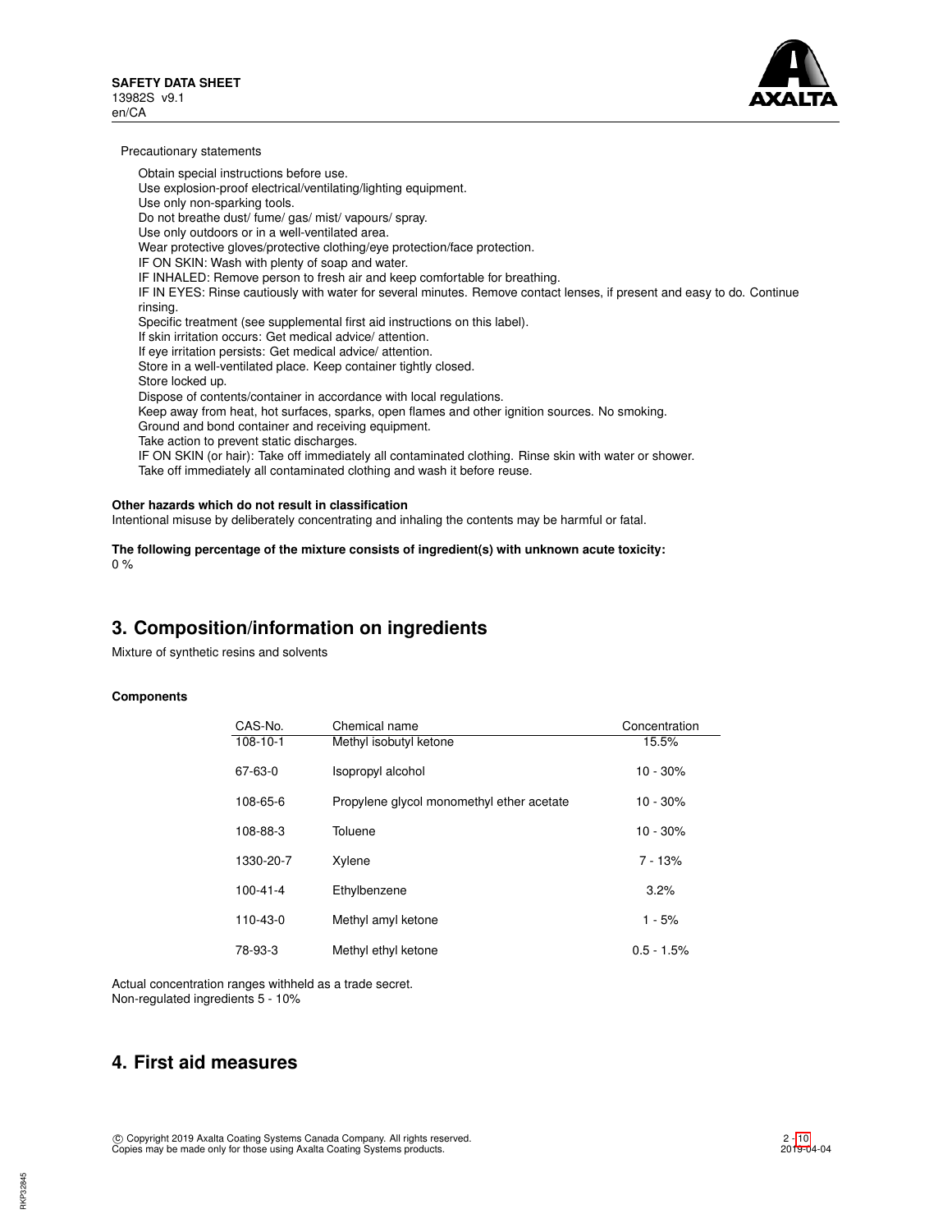Precautionary statements

Obtain special instructions before use.
Use explosion-proof electrical/ventilating/lighting equipment.
Use only non-sparking tools.
Do not breathe dust/ fume/ gas/ mist/ vapours/ spray.
Use only outdoors or in a well-ventilated area.
Wear protective gloves/protective clothing/eye protection/face protection.
IF ON SKIN: Wash with plenty of soap and water.
IF INHALED: Remove person to fresh air and keep comfortable for breathing.
IF IN EYES: Rinse cautiously with water for several minutes. Remove contact lenses, if present and easy to do. Continue rinsing.
Specific treatment (see supplemental first aid instructions on this label).
If skin irritation occurs: Get medical advice/ attention.
If eye irritation persists: Get medical advice/ attention.
Store in a well-ventilated place. Keep container tightly closed.
Store locked up.
Dispose of contents/container in accordance with local regulations.
Keep away from heat, hot surfaces, sparks, open flames and other ignition sources. No smoking.
Ground and bond container and receiving equipment.
Take action to prevent static discharges.
IF ON SKIN (or hair): Take off immediately all contaminated clothing. Rinse skin with water or shower.
Take off immediately all contaminated clothing and wash it before reuse.

**Other hazards which do not result in classification**
Intentional misuse by deliberately concentrating and inhaling the contents may be harmful or fatal.

**The following percentage of the mixture consists of ingredient(s) with unknown acute toxicity:**
0 %

## 3. Composition/information on ingredients

Mixture of synthetic resins and solvents

**Components**

| CAS-No. | Chemical name | Concentration |
|---|---|---|
| 108-10-1 | Methyl isobutyl ketone | 15.5% |
| 67-63-0 | Isopropyl alcohol | 10 - 30% |
| 108-65-6 | Propylene glycol monomethyl ether acetate | 10 - 30% |
| 108-88-3 | Toluene | 10 - 30% |
| 1330-20-7 | Xylene | 7 - 13% |
| 100-41-4 | Ethylbenzene | 3.2% |
| 110-43-0 | Methyl amyl ketone | 1 - 5% |
| 78-93-3 | Methyl ethyl ketone | 0.5 - 1.5% |

Actual concentration ranges withheld as a trade secret.
Non-regulated ingredients 5 - 10%

## 4. First aid measures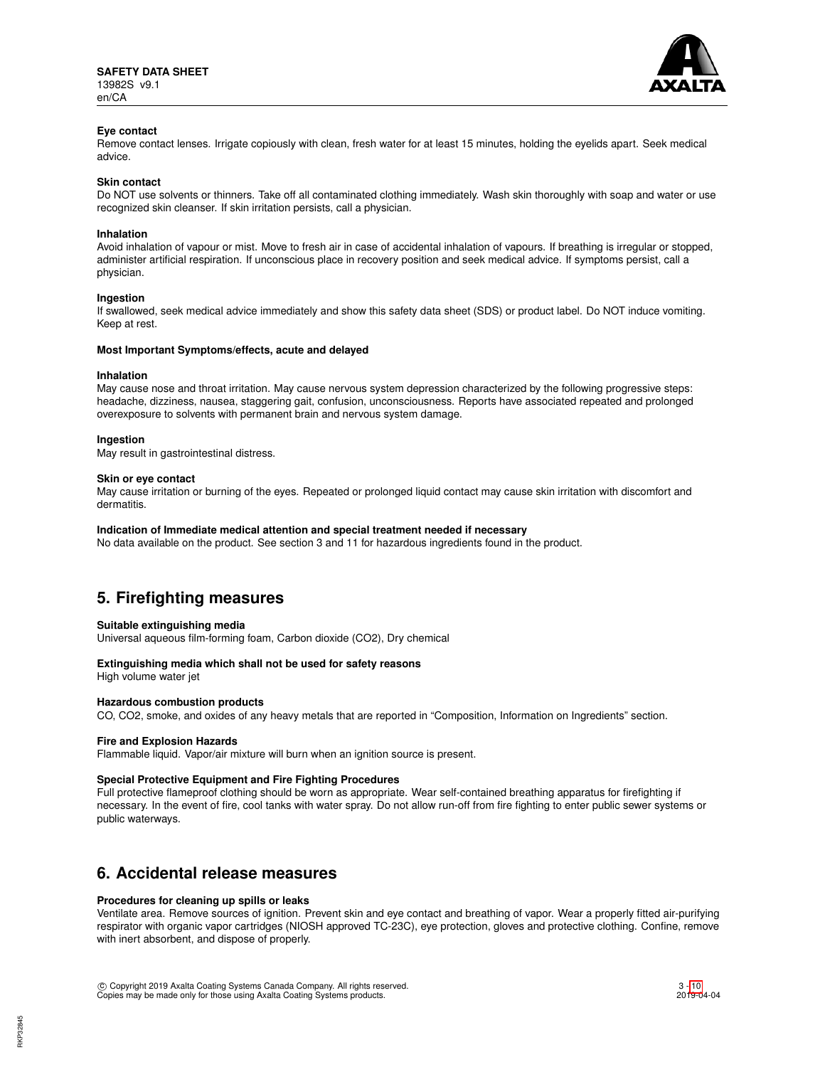**Eye contact**

Remove contact lenses. Irrigate copiously with clean, fresh water for at least 15 minutes, holding the eyelids apart. Seek medical advice.

**Skin contact**

Do NOT use solvents or thinners. Take off all contaminated clothing immediately. Wash skin thoroughly with soap and water or use recognized skin cleanser. If skin irritation persists, call a physician.

**Inhalation**

Avoid inhalation of vapour or mist. Move to fresh air in case of accidental inhalation of vapours. If breathing is irregular or stopped, administer artificial respiration. If unconscious place in recovery position and seek medical advice. If symptoms persist, call a physician.

**Ingestion**

If swallowed, seek medical advice immediately and show this safety data sheet (SDS) or product label. Do NOT induce vomiting. Keep at rest.

**Most Important Symptoms/effects, acute and delayed**

**Inhalation**

May cause nose and throat irritation. May cause nervous system depression characterized by the following progressive steps: headache, dizziness, nausea, staggering gait, confusion, unconsciousness. Reports have associated repeated and prolonged overexposure to solvents with permanent brain and nervous system damage.

**Ingestion**

May result in gastrointestinal distress.

**Skin or eye contact**

May cause irritation or burning of the eyes. Repeated or prolonged liquid contact may cause skin irritation with discomfort and dermatitis.

**Indication of Immediate medical attention and special treatment needed if necessary**

No data available on the product. See section 3 and 11 for hazardous ingredients found in the product.

## 5. Firefighting measures

**Suitable extinguishing media**

Universal aqueous film-forming foam, Carbon dioxide ($CO_2$), Dry chemical

**Extinguishing media which shall not be used for safety reasons**

High volume water jet

**Hazardous combustion products**

CO, $CO_2$, smoke, and oxides of any heavy metals that are reported in “Composition, Information on Ingredients” section.

**Fire and Explosion Hazards**

Flammable liquid. Vapor/air mixture will burn when an ignition source is present.

**Special Protective Equipment and Fire Fighting Procedures**

Full protective flameproof clothing should be worn as appropriate. Wear self-contained breathing apparatus for firefighting if necessary. In the event of fire, cool tanks with water spray. Do not allow run-off from fire fighting to enter public sewer systems or public waterways.

## 6. Accidental release measures

**Procedures for cleaning up spills or leaks**

Ventilate area. Remove sources of ignition. Prevent skin and eye contact and breathing of vapor. Wear a properly fitted air-purifying respirator with organic vapor cartridges (NIOSH approved TC-23C), eye protection, gloves and protective clothing. Confine, remove with inert absorbent, and dispose of properly.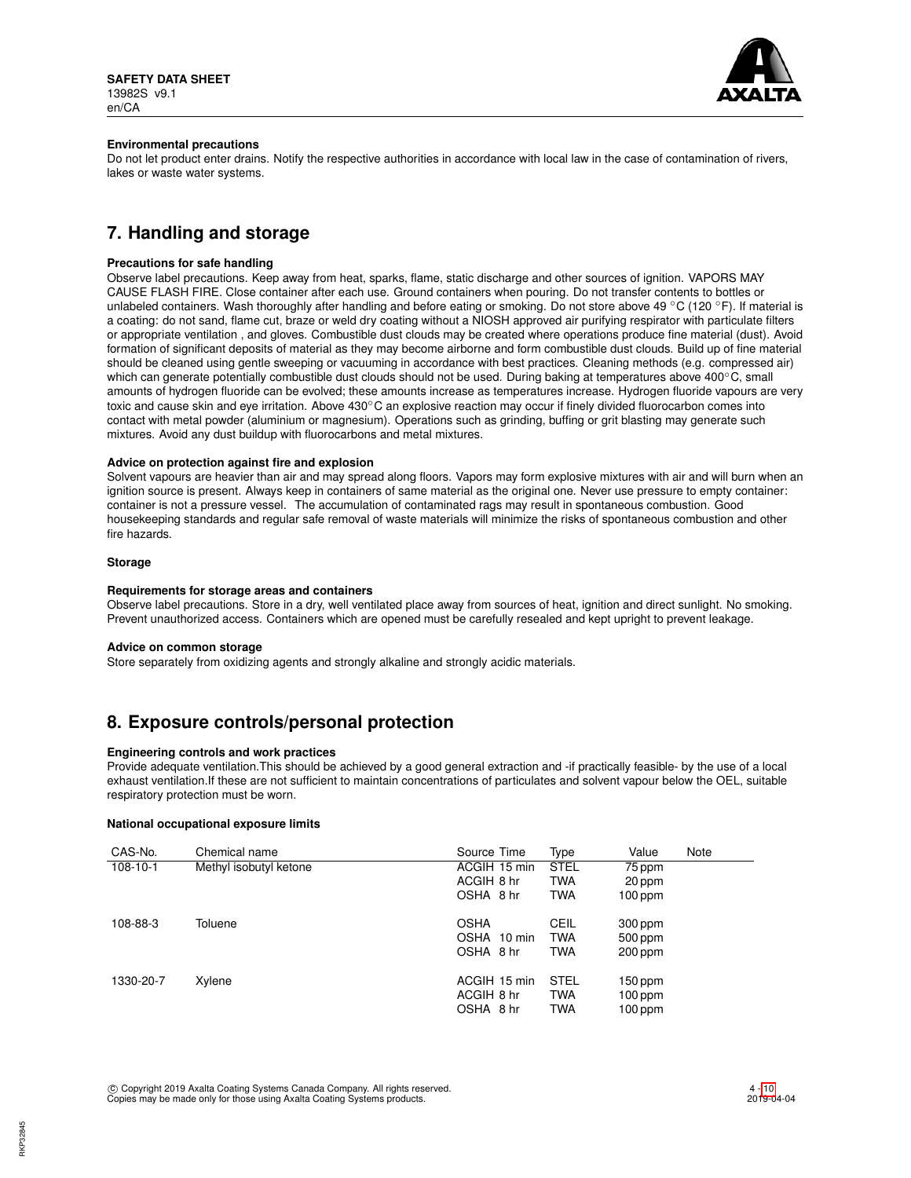**Environmental precautions**

Do not let product enter drains. Notify the respective authorities in accordance with local law in the case of contamination of rivers, lakes or waste water systems.

## 7. Handling and storage

**Precautions for safe handling**

Observe label precautions. Keep away from heat, sparks, flame, static discharge and other sources of ignition. VAPORS MAY CAUSE FLASH FIRE. Close container after each use. Ground containers when pouring. Do not transfer contents to bottles or unlabeled containers. Wash thoroughly after handling and before eating or smoking. Do not store above 49 °C (120 °F). If material is a coating: do not sand, flame cut, braze or weld dry coating without a NIOSH approved air purifying respirator with particulate filters or appropriate ventilation , and gloves. Combustible dust clouds may be created where operations produce fine material (dust). Avoid formation of significant deposits of material as they may become airborne and form combustible dust clouds. Build up of fine material should be cleaned using gentle sweeping or vacuuming in accordance with best practices. Cleaning methods (e.g. compressed air) which can generate potentially combustible dust clouds should not be used. During baking at temperatures above 400°C, small amounts of hydrogen fluoride can be evolved; these amounts increase as temperatures increase. Hydrogen fluoride vapours are very toxic and cause skin and eye irritation. Above 430°C an explosive reaction may occur if finely divided fluorocarbon comes into contact with metal powder (aluminium or magnesium). Operations such as grinding, buffing or grit blasting may generate such mixtures. Avoid any dust buildup with fluorocarbons and metal mixtures.

**Advice on protection against fire and explosion**

Solvent vapours are heavier than air and may spread along floors. Vapors may form explosive mixtures with air and will burn when an ignition source is present. Always keep in containers of same material as the original one. Never use pressure to empty container: container is not a pressure vessel. The accumulation of contaminated rags may result in spontaneous combustion. Good housekeeping standards and regular safe removal of waste materials will minimize the risks of spontaneous combustion and other fire hazards.

**Storage**

**Requirements for storage areas and containers**

Observe label precautions. Store in a dry, well ventilated place away from sources of heat, ignition and direct sunlight. No smoking. Prevent unauthorized access. Containers which are opened must be carefully resealed and kept upright to prevent leakage.

**Advice on common storage**

Store separately from oxidizing agents and strongly alkaline and strongly acidic materials.

## 8. Exposure controls/personal protection

**Engineering controls and work practices**

Provide adequate ventilation.This should be achieved by a good general extraction and -if practically feasible- by the use of a local exhaust ventilation.If these are not sufficient to maintain concentrations of particulates and solvent vapour below the OEL, suitable respiratory protection must be worn.

**National occupational exposure limits**

| CAS-No. | Chemical name | Source | Time | Type | Value | Note |
|---|---|---|---|---|---|---|
| 108-10-1 | Methyl isobutyl ketone | ACGIH | 15 min | STEL | 75 ppm | |
| | | ACGIH | 8 hr | TWA | 20 ppm | |
| | | OSHA | 8 hr | TWA | 100 ppm | |
| 108-88-3 | Toluene | OSHA | | CEIL | 300 ppm | |
| | | OSHA | 10 min | TWA | 500 ppm | |
| | | OSHA | 8 hr | TWA | 200 ppm | |
| 1330-20-7 | Xylene | ACGIH | 15 min | STEL | 150 ppm | |
| | | ACGIH | 8 hr | TWA | 100 ppm | |
| | | OSHA | 8 hr | TWA | 100 ppm | |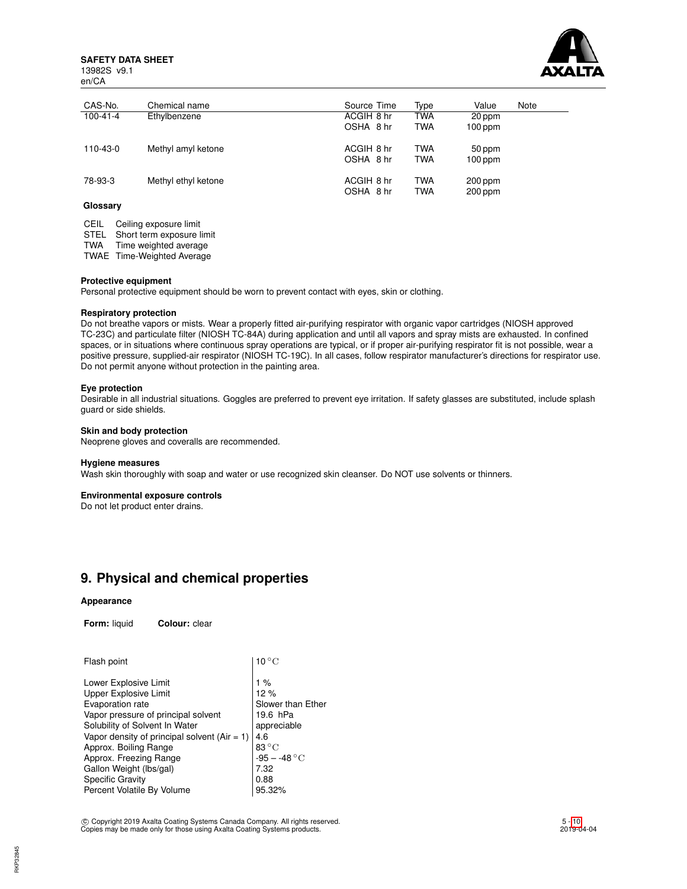| CAS-No. | Chemical name | Source | Time | Type | Value | Note |
|---|---|---|---|---|---|---|
| 100-41-4 | Ethylbenzene | ACGIH | 8 hr | TWA | 20 ppm | |
| | | OSHA | 8 hr | TWA | 100 ppm | |
| 110-43-0 | Methyl amyl ketone | ACGIH | 8 hr | TWA | 50 ppm | |
| | | OSHA | 8 hr | TWA | 100 ppm | |
| 78-93-3 | Methyl ethyl ketone | ACGIH | 8 hr | TWA | 200 ppm | |
| | | OSHA | 8 hr | TWA | 200 ppm | |

**Glossary**

| | |
|---|---|
| CEIL | Ceiling exposure limit |
| STEL | Short term exposure limit |
| TWA | Time weighted average |
| TWAE | Time-Weighted Average |

**Protective equipment**
Personal protective equipment should be worn to prevent contact with eyes, skin or clothing.

**Respiratory protection**
Do not breathe vapors or mists. Wear a properly fitted air-purifying respirator with organic vapor cartridges (NIOSH approved TC-23C) and particulate filter (NIOSH TC-84A) during application and until all vapors and spray mists are exhausted. In confined spaces, or in situations where continuous spray operations are typical, or if proper air-purifying respirator fit is not possible, wear a positive pressure, supplied-air respirator (NIOSH TC-19C). In all cases, follow respirator manufacturer's directions for respirator use. Do not permit anyone without protection in the painting area.

**Eye protection**
Desirable in all industrial situations. Goggles are preferred to prevent eye irritation. If safety glasses are substituted, include splash guard or side shields.

**Skin and body protection**
Neoprene gloves and coveralls are recommended.

**Hygiene measures**
Wash skin thoroughly with soap and water or use recognized skin cleanser. Do NOT use solvents or thinners.

**Environmental exposure controls**
Do not let product enter drains.

## 9. Physical and chemical properties

**Appearance**

**Form:** liquid **Colour:** clear

| | |
|---|---|
| Flash point | 10 °C |
| Lower Explosive Limit | 1 % |
| Upper Explosive Limit | 12 % |
| Evaporation rate | Slower than Ether |
| Vapor pressure of principal solvent | 19.6 hPa |
| Solubility of Solvent In Water | appreciable |
| Vapor density of principal solvent (Air = 1) | 4.6 |
| Approx. Boiling Range | 83 °C |
| Approx. Freezing Range | -95 – -48 °C |
| Gallon Weight (lbs/gal) | 7.32 |
| Specific Gravity | 0.88 |
| Percent Volatile By Volume | 95.32% |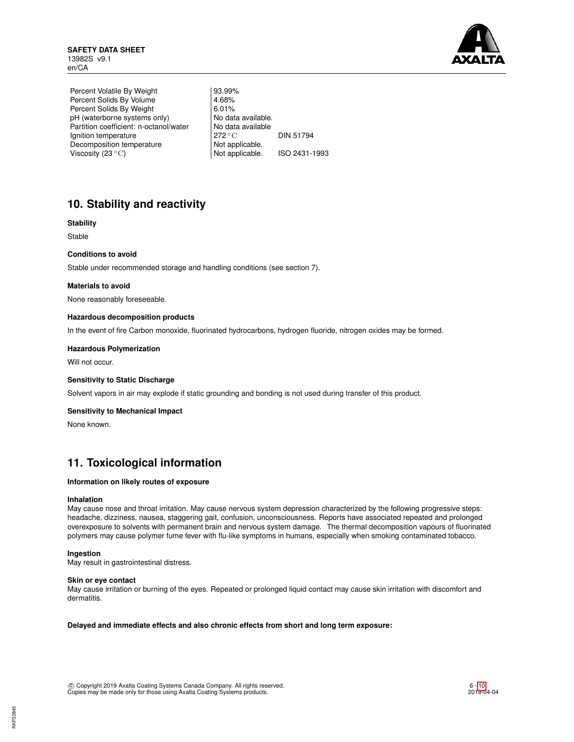| | | |
|---|---|---|
| Percent Volatile By Weight | 93.99% | |
| Percent Solids By Volume | 4.68% | |
| Percent Solids By Weight | 6.01% | |
| pH (waterborne systems only) | No data available. | |
| Partition coefficient: n-octanol/water | No data available | |
| Ignition temperature | 272 °C | DIN 51794 |
| Decomposition temperature | Not applicable. | |
| Viscosity (23 °C) | Not applicable. | ISO 2431-1993 |

## 10. Stability and reactivity

**Stability**

Stable

**Conditions to avoid**

Stable under recommended storage and handling conditions (see section 7).

**Materials to avoid**

None reasonably foreseeable.

**Hazardous decomposition products**

In the event of fire Carbon monoxide, fluorinated hydrocarbons, hydrogen fluoride, nitrogen oxides may be formed.

**Hazardous Polymerization**

Will not occur.

**Sensitivity to Static Discharge**

Solvent vapors in air may explode if static grounding and bonding is not used during transfer of this product.

**Sensitivity to Mechanical Impact**

None known.

## 11. Toxicological information

**Information on likely routes of exposure**

**Inhalation**

May cause nose and throat irritation. May cause nervous system depression characterized by the following progressive steps: headache, dizziness, nausea, staggering gait, confusion, unconsciousness. Reports have associated repeated and prolonged overexposure to solvents with permanent brain and nervous system damage. The thermal decomposition vapours of fluorinated polymers may cause polymer fume fever with flu-like symptoms in humans, especially when smoking contaminated tobacco.

**Ingestion**

May result in gastrointestinal distress.

**Skin or eye contact**

May cause irritation or burning of the eyes. Repeated or prolonged liquid contact may cause skin irritation with discomfort and dermatitis.

**Delayed and immediate effects and also chronic effects from short and long term exposure:**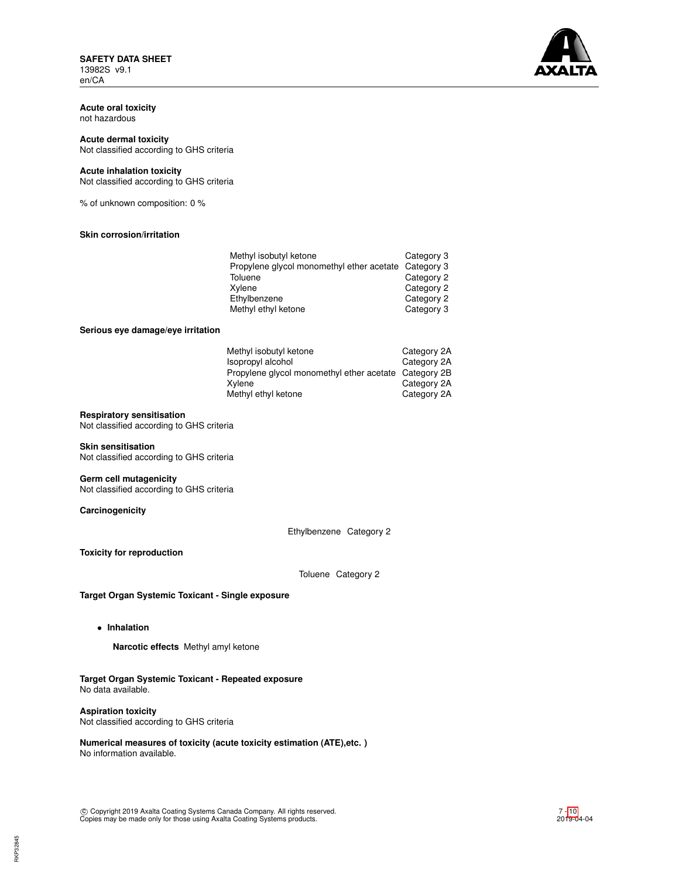**Acute oral toxicity**
not hazardous

**Acute dermal toxicity**
Not classified according to GHS criteria

**Acute inhalation toxicity**
Not classified according to GHS criteria

% of unknown composition: 0 %

**Skin corrosion/irritation**

| | |
|---|---|
| Methyl isobutyl ketone | Category 3 |
| Propylene glycol monomethyl ether acetate | Category 3 |
| Toluene | Category 2 |
| Xylene | Category 2 |
| Ethylbenzene | Category 2 |
| Methyl ethyl ketone | Category 3 |

**Serious eye damage/eye irritation**

| | |
|---|---|
| Methyl isobutyl ketone | Category 2A |
| Isopropyl alcohol | Category 2A |
| Propylene glycol monomethyl ether acetate | Category 2B |
| Xylene | Category 2A |
| Methyl ethyl ketone | Category 2A |

**Respiratory sensitisation**
Not classified according to GHS criteria

**Skin sensitisation**
Not classified according to GHS criteria

**Germ cell mutagenicity**
Not classified according to GHS criteria

**Carcinogenicity**

Ethylbenzene Category 2

**Toxicity for reproduction**

Toluene Category 2

**Target Organ Systemic Toxicant - Single exposure**

- **Inhalation**

  **Narcotic effects** Methyl amyl ketone

**Target Organ Systemic Toxicant - Repeated exposure**
No data available.

**Aspiration toxicity**
Not classified according to GHS criteria

**Numerical measures of toxicity (acute toxicity estimation (ATE),etc. )**
No information available.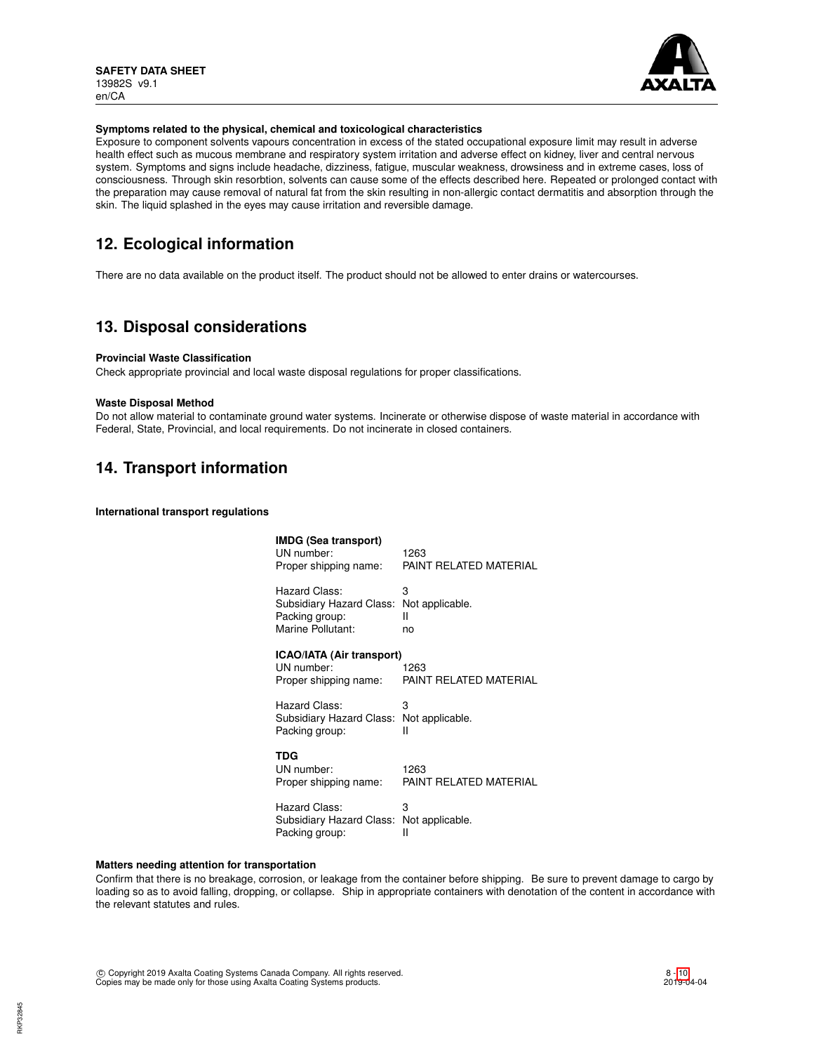**Symptoms related to the physical, chemical and toxicological characteristics**

Exposure to component solvents vapours concentration in excess of the stated occupational exposure limit may result in adverse health effect such as mucous membrane and respiratory system irritation and adverse effect on kidney, liver and central nervous system. Symptoms and signs include headache, dizziness, fatigue, muscular weakness, drowsiness and in extreme cases, loss of consciousness. Through skin resorbtion, solvents can cause some of the effects described here. Repeated or prolonged contact with the preparation may cause removal of natural fat from the skin resulting in non-allergic contact dermatitis and absorption through the skin. The liquid splashed in the eyes may cause irritation and reversible damage.

## 12. Ecological information

There are no data available on the product itself. The product should not be allowed to enter drains or watercourses.

## 13. Disposal considerations

**Provincial Waste Classification**

Check appropriate provincial and local waste disposal regulations for proper classifications.

**Waste Disposal Method**

Do not allow material to contaminate ground water systems. Incinerate or otherwise dispose of waste material in accordance with Federal, State, Provincial, and local requirements. Do not incinerate in closed containers.

## 14. Transport information

**International transport regulations**

**IMDG (Sea transport)**

| | |
|---|---|
| UN number: | 1263 |
| Proper shipping name: | PAINT RELATED MATERIAL |
| Hazard Class: | 3 |
| Subsidiary Hazard Class: | Not applicable. |
| Packing group: | II |
| Marine Pollutant: | no |

**ICAO/IATA (Air transport)**

| | |
|---|---|
| UN number: | 1263 |
| Proper shipping name: | PAINT RELATED MATERIAL |
| Hazard Class: | 3 |
| Subsidiary Hazard Class: | Not applicable. |
| Packing group: | II |

**TDG**

| | |
|---|---|
| UN number: | 1263 |
| Proper shipping name: | PAINT RELATED MATERIAL |
| Hazard Class: | 3 |
| Subsidiary Hazard Class: | Not applicable. |
| Packing group: | II |

**Matters needing attention for transportation**

Confirm that there is no breakage, corrosion, or leakage from the container before shipping. Be sure to prevent damage to cargo by loading so as to avoid falling, dropping, or collapse. Ship in appropriate containers with denotation of the content in accordance with the relevant statutes and rules.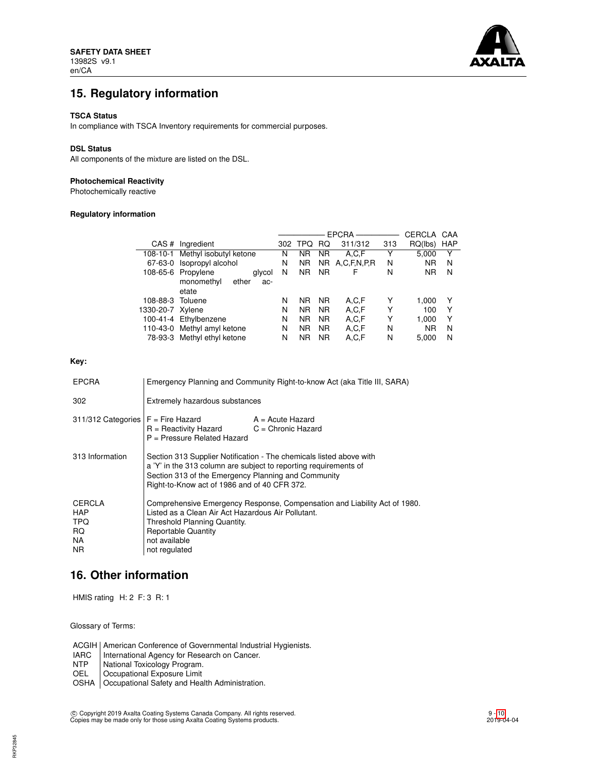## 15. Regulatory information

**TSCA Status**

In compliance with TSCA Inventory requirements for commercial purposes.

**DSL Status**

All components of the mixture are listed on the DSL.

**Photochemical Reactivity**

Photochemically reactive

**Regulatory information**

| | | EPCRA | | | | | CERCLA | CAA |
|---|---|---|---|---|---|---|---|---|
| CAS # | Ingredient | 302 | TPQ | RQ | 311/312 | 313 | RQ(lbs) | HAP |
| 108-10-1 | Methyl isobutyl ketone | N | NR | NR | A,C,F | Y | 5,000 | Y |
| 67-63-0 | Isopropyl alcohol | N | NR | NR | A,C,F,N,P,R | N | NR | N |
| 108-65-6 | Propylene glycol monomethyl ether acetate | N | NR | NR | F | N | NR | N |
| 108-88-3 | Toluene | N | NR | NR | A,C,F | Y | 1,000 | Y |
| 1330-20-7 | Xylene | N | NR | NR | A,C,F | Y | 100 | Y |
| 100-41-4 | Ethylbenzene | N | NR | NR | A,C,F | Y | 1,000 | Y |
| 110-43-0 | Methyl amyl ketone | N | NR | NR | A,C,F | N | NR | N |
| 78-93-3 | Methyl ethyl ketone | N | NR | NR | A,C,F | N | 5,000 | N |

**Key:**

| | |
|---|---|
| EPCRA | Emergency Planning and Community Right-to-know Act (aka Title III, SARA) |
| 302 | Extremely hazardous substances |
| 311/312 Categories | F = Fire Hazard; A = Acute Hazard; R = Reactivity Hazard; C = Chronic Hazard; P = Pressure Related Hazard |
| 313 Information | Section 313 Supplier Notification - The chemicals listed above with a 'Y' in the 313 column are subject to reporting requirements of Section 313 of the Emergency Planning and Community Right-to-Know act of 1986 and of 40 CFR 372. |
| CERCLA | Comprehensive Emergency Response, Compensation and Liability Act of 1980. |
| HAP | Listed as a Clean Air Act Hazardous Air Pollutant. |
| TPQ | Threshold Planning Quantity. |
| RQ | Reportable Quantity |
| NA | not available |
| NR | not regulated |

## 16. Other information

HMIS rating H: 2 F: 3 R: 1

Glossary of Terms:

| | |
|---|---|
| ACGIH | American Conference of Governmental Industrial Hygienists. |
| IARC | International Agency for Research on Cancer. |
| NTP | National Toxicology Program. |
| OEL | Occupational Exposure Limit |
| OSHA | Occupational Safety and Health Administration. |

© Copyright 2019 Axalta Coating Systems Canada Company. All rights reserved.
Copies may be made only for those using Axalta Coating Systems products.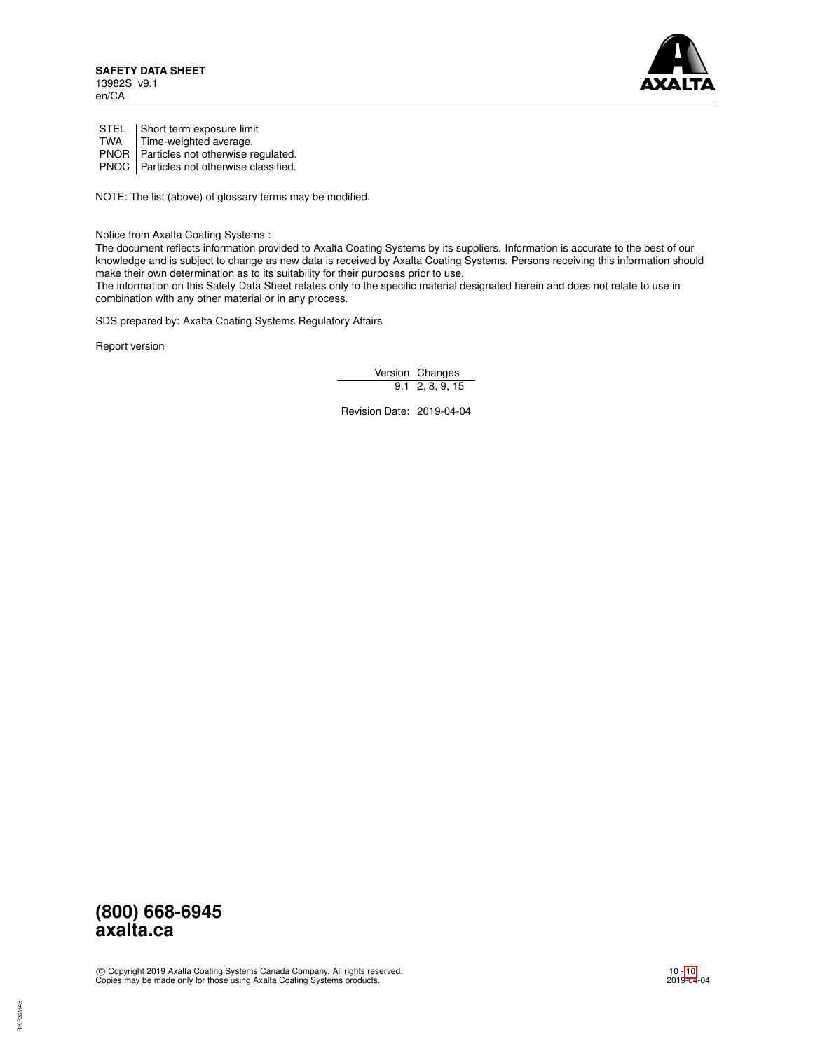| | |
|---|---|
| STEL | Short term exposure limit |
| TWA | Time-weighted average. |
| PNOR | Particles not otherwise regulated. |
| PNOC | Particles not otherwise classified. |

NOTE: The list (above) of glossary terms may be modified.

Notice from Axalta Coating Systems :
The document reflects information provided to Axalta Coating Systems by its suppliers. Information is accurate to the best of our knowledge and is subject to change as new data is received by Axalta Coating Systems. Persons receiving this information should make their own determination as to its suitability for their purposes prior to use.
The information on this Safety Data Sheet relates only to the specific material designated herein and does not relate to use in combination with any other material or in any process.

SDS prepared by: Axalta Coating Systems Regulatory Affairs

Report version

| Version | Changes |
|---|---|
| 9.1 | 2, 8, 9, 15 |

Revision Date: 2019-04-04

**(800) 668-6945**
**axalta.ca**

© Copyright 2019 Axalta Coating Systems Canada Company. All rights reserved.
Copies may be made only for those using Axalta Coating Systems products.